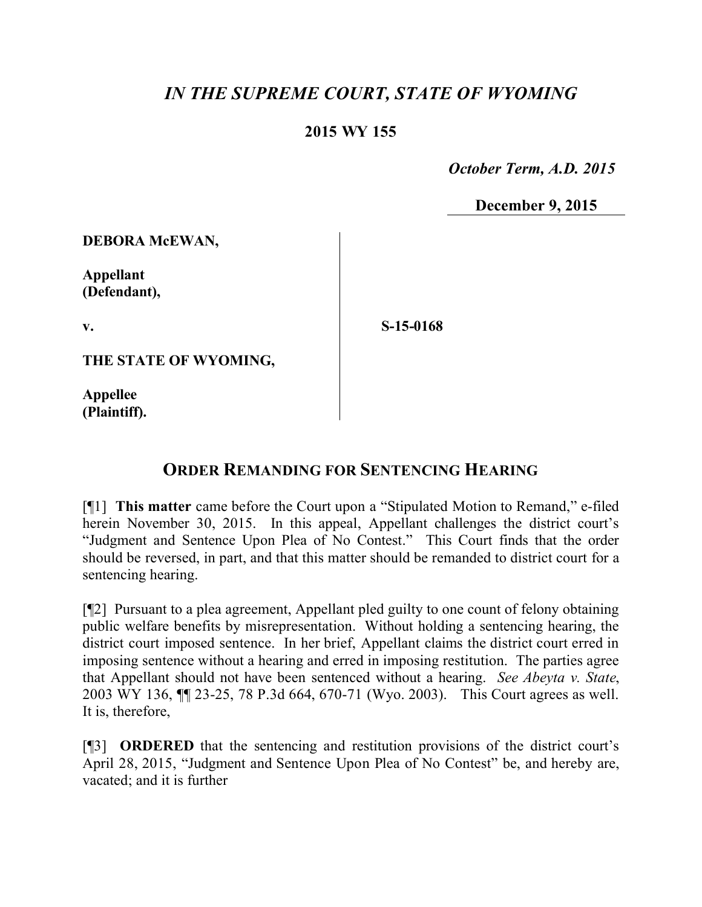# *IN THE SUPREME COURT, STATE OF WYOMING*

**2015 WY 155**

*October Term, A.D. 2015*

**December 9, 2015**

**DEBORA McEWAN,**

**Appellant (Defendant),**

**v.**

**S-15-0168**

**THE STATE OF WYOMING,**

**Appellee (Plaintiff).**

## ORDER REMANDING FOR SENTENCING HEARING

[¶1] **This matter** came before the Court upon a "Stipulated Motion to Remand," e-filed herein November 30, 2015. In this appeal, Appellant challenges the district court's "Judgment and Sentence Upon Plea of No Contest." This Court finds that the order should be reversed, in part, and that this matter should be remanded to district court for a sentencing hearing.

[¶2] Pursuant to a plea agreement, Appellant pled guilty to one count of felony obtaining public welfare benefits by misrepresentation. Without holding a sentencing hearing, the district court imposed sentence. In her brief, Appellant claims the district court erred in imposing sentence without a hearing and erred in imposing restitution. The parties agree that Appellant should not have been sentenced without a hearing. *See Abeyta v. State*, 2003 WY 136, ¶¶ 23-25, 78 P.3d 664, 670-71 (Wyo. 2003). This Court agrees as well. It is, therefore,

[¶3] **ORDERED** that the sentencing and restitution provisions of the district court's April 28, 2015, "Judgment and Sentence Upon Plea of No Contest" be, and hereby are, vacated; and it is further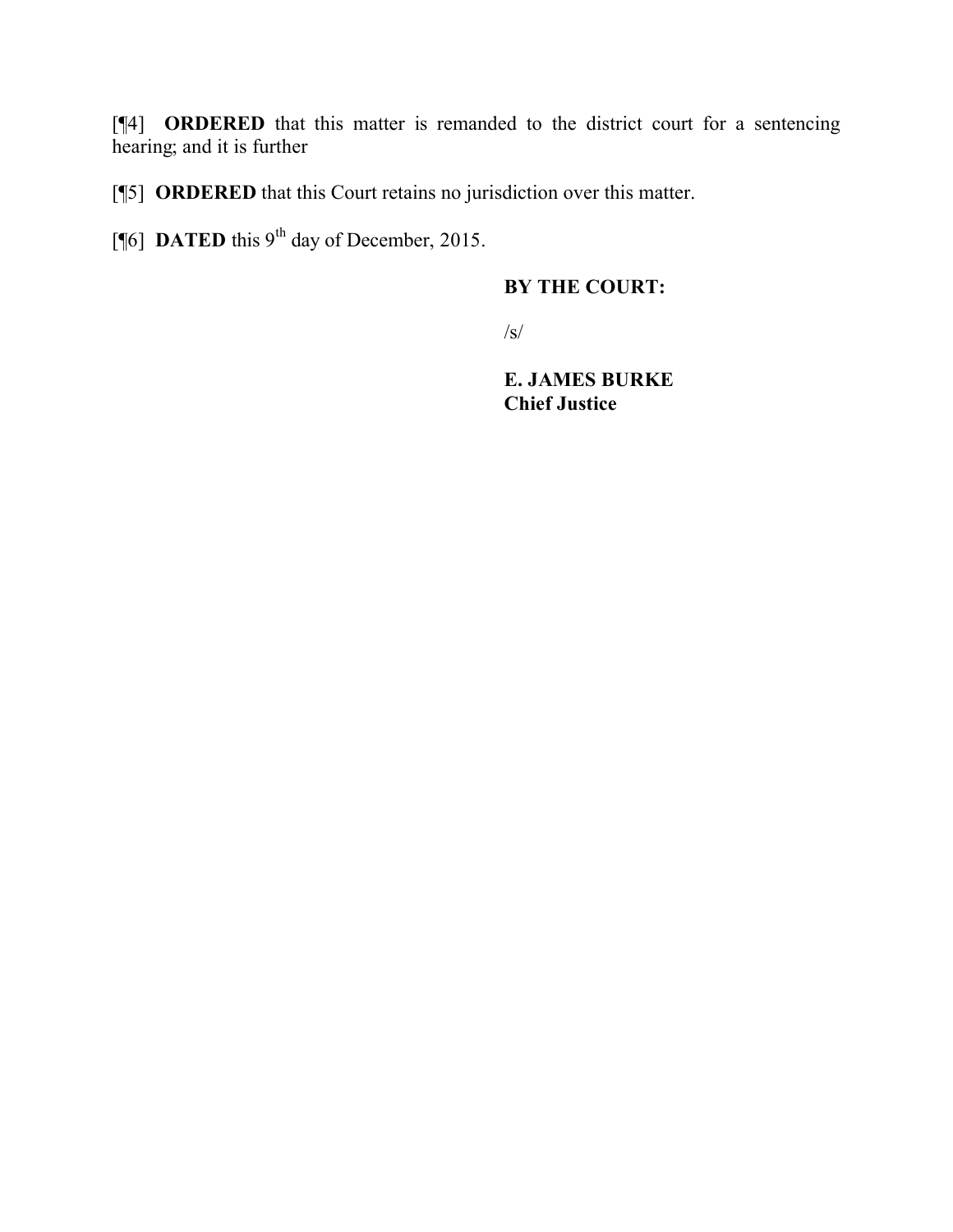[¶4] **ORDERED** that this matter is remanded to the district court for a sentencing hearing; and it is further

[¶5] **ORDERED** that this Court retains no jurisdiction over this matter.

[¶6] **DATED** this 9th day of December, 2015.

**BY THE COURT:**

/s/

**E. JAMES BURKE**
**Chief Justice**